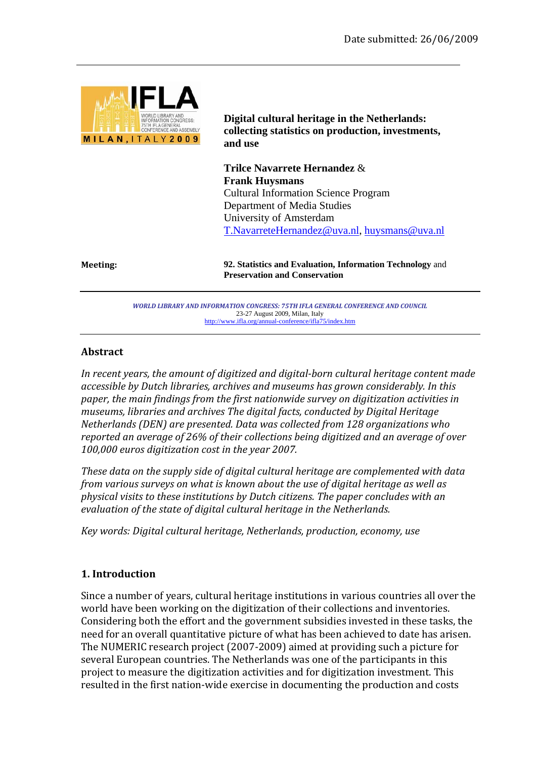Date submitted: 26/06/2009

# Digital cultural heritage in the Netherlands: collecting statistics on production, investments, and use

**Trilce Navarrete Hernandez** & **Frank Huysmans**
Cultural Information Science Program
Department of Media Studies
University of Amsterdam
T.NavarreteHernandez@uva.nl, huysmans@uva.nl

**Meeting:** **92. Statistics and Evaluation, Information Technology** and **Preservation and Conservation**

*WORLD LIBRARY AND INFORMATION CONGRESS: 75TH IFLA GENERAL CONFERENCE AND COUNCIL*
23-27 August 2009, Milan, Italy
http://www.ifla.org/annual-conference/ifla75/index.htm

## Abstract

*In recent years, the amount of digitized and digital-born cultural heritage content made accessible by Dutch libraries, archives and museums has grown considerably. In this paper, the main findings from the first nationwide survey on digitization activities in museums, libraries and archives The digital facts, conducted by Digital Heritage Netherlands (DEN) are presented. Data was collected from 128 organizations who reported an average of 26% of their collections being digitized and an average of over 100,000 euros digitization cost in the year 2007.*

*These data on the supply side of digital cultural heritage are complemented with data from various surveys on what is known about the use of digital heritage as well as physical visits to these institutions by Dutch citizens. The paper concludes with an evaluation of the state of digital cultural heritage in the Netherlands.*

*Key words: Digital cultural heritage, Netherlands, production, economy, use*

## 1. Introduction

Since a number of years, cultural heritage institutions in various countries all over the world have been working on the digitization of their collections and inventories. Considering both the effort and the government subsidies invested in these tasks, the need for an overall quantitative picture of what has been achieved to date has arisen. The NUMERIC research project (2007-2009) aimed at providing such a picture for several European countries. The Netherlands was one of the participants in this project to measure the digitization activities and for digitization investment. This resulted in the first nation-wide exercise in documenting the production and costs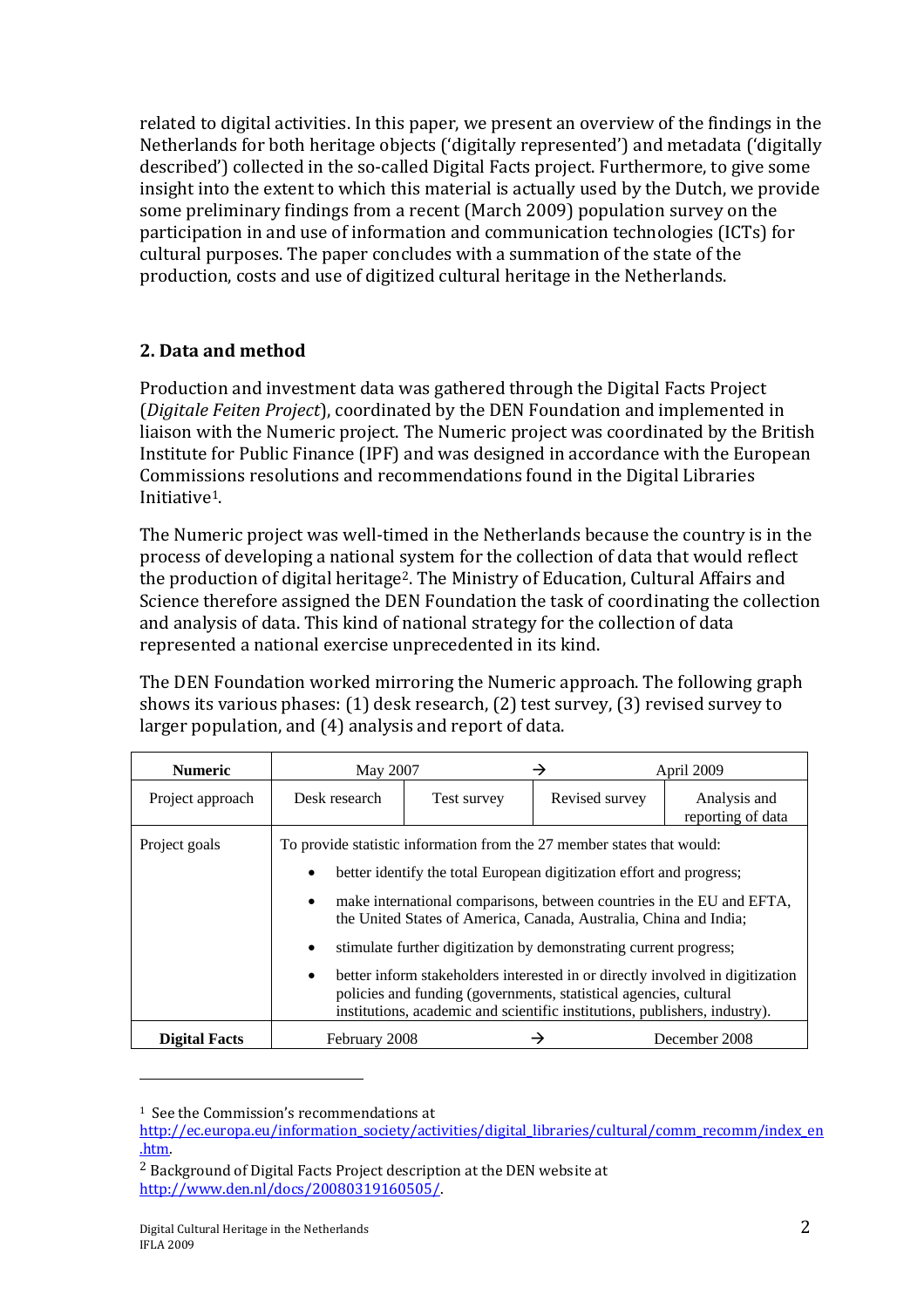related to digital activities. In this paper, we present an overview of the findings in the Netherlands for both heritage objects ('digitally represented') and metadata ('digitally described') collected in the so-called Digital Facts project. Furthermore, to give some insight into the extent to which this material is actually used by the Dutch, we provide some preliminary findings from a recent (March 2009) population survey on the participation in and use of information and communication technologies (ICTs) for cultural purposes. The paper concludes with a summation of the state of the production, costs and use of digitized cultural heritage in the Netherlands.

## 2. Data and method

Production and investment data was gathered through the Digital Facts Project (*Digitale Feiten Project*), coordinated by the DEN Foundation and implemented in liaison with the Numeric project. The Numeric project was coordinated by the British Institute for Public Finance (IPF) and was designed in accordance with the European Commissions resolutions and recommendations found in the Digital Libraries Initiative[1].

The Numeric project was well-timed in the Netherlands because the country is in the process of developing a national system for the collection of data that would reflect the production of digital heritage[2]. The Ministry of Education, Cultural Affairs and Science therefore assigned the DEN Foundation the task of coordinating the collection and analysis of data. This kind of national strategy for the collection of data represented a national exercise unprecedented in its kind.

The DEN Foundation worked mirroring the Numeric approach. The following graph shows its various phases: (1) desk research, (2) test survey, (3) revised survey to larger population, and (4) analysis and report of data.

| **Numeric** | May 2007 → April 2009 | | | |
|---|---|---|---|---|
| Project approach | Desk research | Test survey | Revised survey | Analysis and reporting of data |
| Project goals | To provide statistic information from the 27 member states that would: <br>• better identify the total European digitization effort and progress; <br>• make international comparisons, between countries in the EU and EFTA, the United States of America, Canada, Australia, China and India; <br>• stimulate further digitization by demonstrating current progress; <br>• better inform stakeholders interested in or directly involved in digitization policies and funding (governments, statistical agencies, cultural institutions, academic and scientific institutions, publishers, industry). | | | |
| **Digital Facts** | February 2008 → December 2008 | | | |

[1] See the Commission's recommendations at http://ec.europa.eu/information_society/activities/digital_libraries/cultural/comm_recomm/index_en.htm.

[2] Background of Digital Facts Project description at the DEN website at http://www.den.nl/docs/20080319160505/.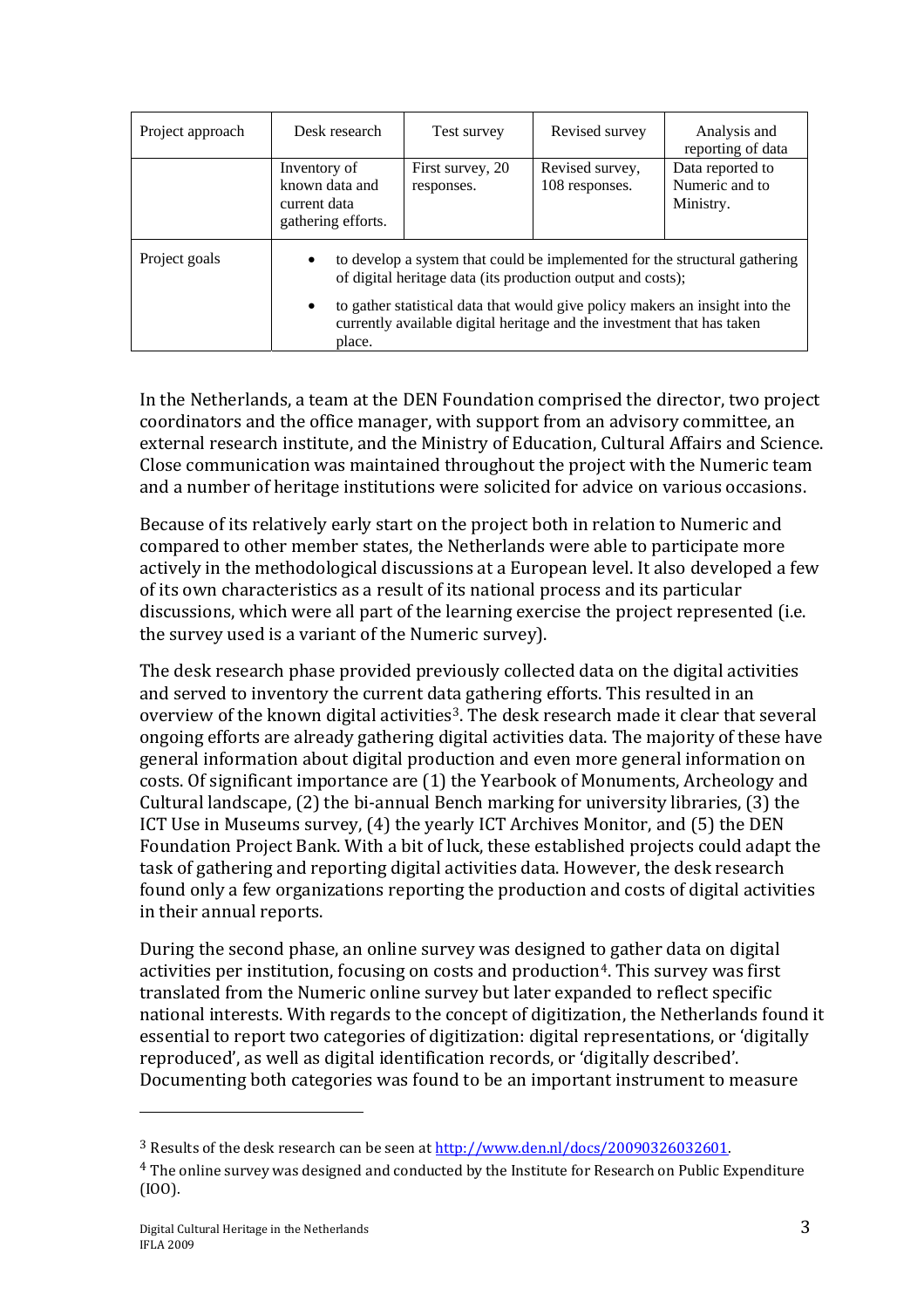| Project approach | Desk research | Test survey | Revised survey | Analysis and reporting of data |
|---|---|---|---|---|
| | Inventory of known data and current data gathering efforts. | First survey, 20 responses. | Revised survey, 108 responses. | Data reported to Numeric and to Ministry. |
| Project goals | • to develop a system that could be implemented for the structural gathering of digital heritage data (its production output and costs); • to gather statistical data that would give policy makers an insight into the currently available digital heritage and the investment that has taken place. | | | |

In the Netherlands, a team at the DEN Foundation comprised the director, two project coordinators and the office manager, with support from an advisory committee, an external research institute, and the Ministry of Education, Cultural Affairs and Science. Close communication was maintained throughout the project with the Numeric team and a number of heritage institutions were solicited for advice on various occasions.

Because of its relatively early start on the project both in relation to Numeric and compared to other member states, the Netherlands were able to participate more actively in the methodological discussions at a European level. It also developed a few of its own characteristics as a result of its national process and its particular discussions, which were all part of the learning exercise the project represented (i.e. the survey used is a variant of the Numeric survey).

The desk research phase provided previously collected data on the digital activities and served to inventory the current data gathering efforts. This resulted in an overview of the known digital activities[3]. The desk research made it clear that several ongoing efforts are already gathering digital activities data. The majority of these have general information about digital production and even more general information on costs. Of significant importance are (1) the Yearbook of Monuments, Archeology and Cultural landscape, (2) the bi-annual Bench marking for university libraries, (3) the ICT Use in Museums survey, (4) the yearly ICT Archives Monitor, and (5) the DEN Foundation Project Bank. With a bit of luck, these established projects could adapt the task of gathering and reporting digital activities data. However, the desk research found only a few organizations reporting the production and costs of digital activities in their annual reports.

During the second phase, an online survey was designed to gather data on digital activities per institution, focusing on costs and production[4]. This survey was first translated from the Numeric online survey but later expanded to reflect specific national interests. With regards to the concept of digitization, the Netherlands found it essential to report two categories of digitization: digital representations, or 'digitally reproduced', as well as digital identification records, or 'digitally described'. Documenting both categories was found to be an important instrument to measure

[3] Results of the desk research can be seen at http://www.den.nl/docs/20090326032601.

[4] The online survey was designed and conducted by the Institute for Research on Public Expenditure (IOO).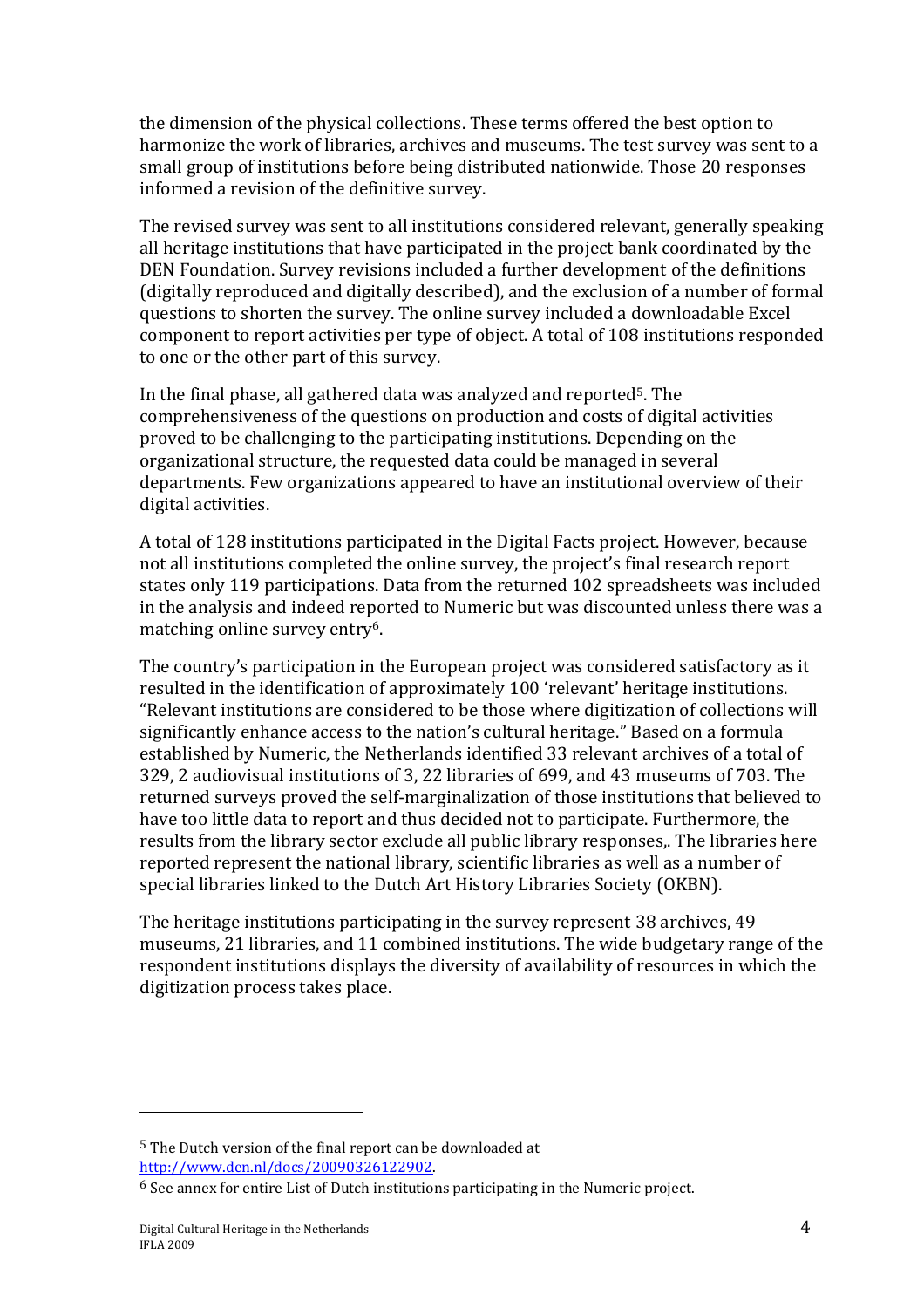the dimension of the physical collections. These terms offered the best option to harmonize the work of libraries, archives and museums. The test survey was sent to a small group of institutions before being distributed nationwide. Those 20 responses informed a revision of the definitive survey.

The revised survey was sent to all institutions considered relevant, generally speaking all heritage institutions that have participated in the project bank coordinated by the DEN Foundation. Survey revisions included a further development of the definitions (digitally reproduced and digitally described), and the exclusion of a number of formal questions to shorten the survey. The online survey included a downloadable Excel component to report activities per type of object. A total of 108 institutions responded to one or the other part of this survey.

In the final phase, all gathered data was analyzed and reported[5]. The comprehensiveness of the questions on production and costs of digital activities proved to be challenging to the participating institutions. Depending on the organizational structure, the requested data could be managed in several departments. Few organizations appeared to have an institutional overview of their digital activities.

A total of 128 institutions participated in the Digital Facts project. However, because not all institutions completed the online survey, the project's final research report states only 119 participations. Data from the returned 102 spreadsheets was included in the analysis and indeed reported to Numeric but was discounted unless there was a matching online survey entry[6].

The country's participation in the European project was considered satisfactory as it resulted in the identification of approximately 100 'relevant' heritage institutions. "Relevant institutions are considered to be those where digitization of collections will significantly enhance access to the nation's cultural heritage." Based on a formula established by Numeric, the Netherlands identified 33 relevant archives of a total of 329, 2 audiovisual institutions of 3, 22 libraries of 699, and 43 museums of 703. The returned surveys proved the self-marginalization of those institutions that believed to have too little data to report and thus decided not to participate. Furthermore, the results from the library sector exclude all public library responses,. The libraries here reported represent the national library, scientific libraries as well as a number of special libraries linked to the Dutch Art History Libraries Society (OKBN).

The heritage institutions participating in the survey represent 38 archives, 49 museums, 21 libraries, and 11 combined institutions. The wide budgetary range of the respondent institutions displays the diversity of availability of resources in which the digitization process takes place.

---

[5] The Dutch version of the final report can be downloaded at http://www.den.nl/docs/20090326122902.

[6] See annex for entire List of Dutch institutions participating in the Numeric project.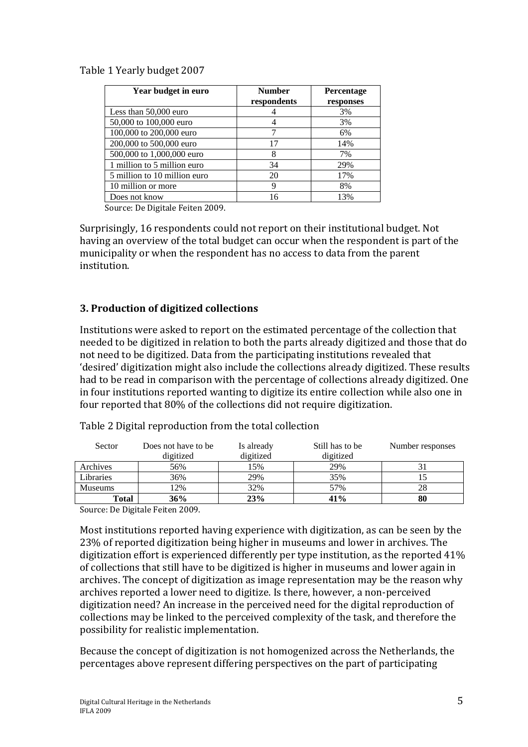Table 1 Yearly budget 2007

| Year budget in euro | Number respondents | Percentage responses |
|---|---|---|
| Less than 50,000 euro | 4 | 3% |
| 50,000 to 100,000 euro | 4 | 3% |
| 100,000 to 200,000 euro | 7 | 6% |
| 200,000 to 500,000 euro | 17 | 14% |
| 500,000 to 1,000,000 euro | 8 | 7% |
| 1 million to 5 million euro | 34 | 29% |
| 5 million to 10 million euro | 20 | 17% |
| 10 million or more | 9 | 8% |
| Does not know | 16 | 13% |

Source: De Digitale Feiten 2009.

Surprisingly, 16 respondents could not report on their institutional budget. Not having an overview of the total budget can occur when the respondent is part of the municipality or when the respondent has no access to data from the parent institution.

## 3. Production of digitized collections

Institutions were asked to report on the estimated percentage of the collection that needed to be digitized in relation to both the parts already digitized and those that do not need to be digitized. Data from the participating institutions revealed that 'desired' digitization might also include the collections already digitized. These results had to be read in comparison with the percentage of collections already digitized. One in four institutions reported wanting to digitize its entire collection while also one in four reported that 80% of the collections did not require digitization.

Table 2 Digital reproduction from the total collection

| Sector | Does not have to be digitized | Is already digitized | Still has to be digitized | Number responses |
|---|---|---|---|---|
| Archives | 56% | 15% | 29% | 31 |
| Libraries | 36% | 29% | 35% | 15 |
| Museums | 12% | 32% | 57% | 28 |
| **Total** | **36%** | **23%** | **41%** | **80** |

Source: De Digitale Feiten 2009.

Most institutions reported having experience with digitization, as can be seen by the 23% of reported digitization being higher in museums and lower in archives. The digitization effort is experienced differently per type institution, as the reported 41% of collections that still have to be digitized is higher in museums and lower again in archives. The concept of digitization as image representation may be the reason why archives reported a lower need to digitize. Is there, however, a non-perceived digitization need? An increase in the perceived need for the digital reproduction of collections may be linked to the perceived complexity of the task, and therefore the possibility for realistic implementation.

Because the concept of digitization is not homogenized across the Netherlands, the percentages above represent differing perspectives on the part of participating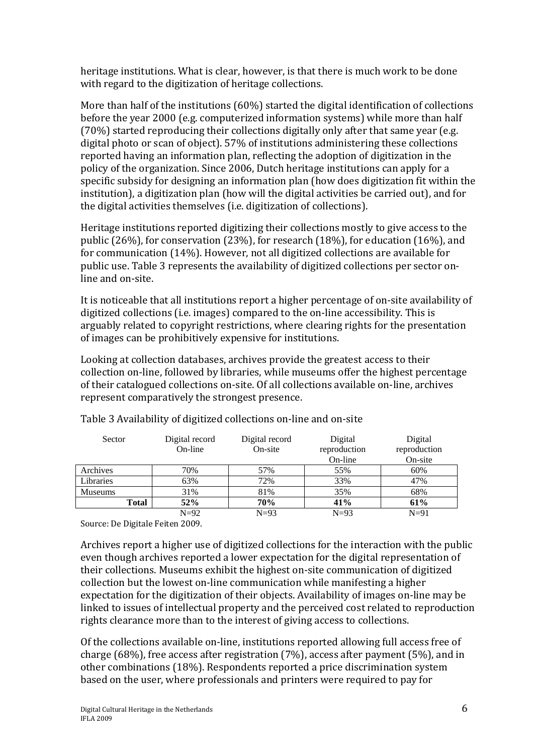heritage institutions. What is clear, however, is that there is much work to be done with regard to the digitization of heritage collections.

More than half of the institutions (60%) started the digital identification of collections before the year 2000 (e.g. computerized information systems) while more than half (70%) started reproducing their collections digitally only after that same year (e.g. digital photo or scan of object). 57% of institutions administering these collections reported having an information plan, reflecting the adoption of digitization in the policy of the organization. Since 2006, Dutch heritage institutions can apply for a specific subsidy for designing an information plan (how does digitization fit within the institution), a digitization plan (how will the digital activities be carried out), and for the digital activities themselves (i.e. digitization of collections).

Heritage institutions reported digitizing their collections mostly to give access to the public (26%), for conservation (23%), for research (18%), for education (16%), and for communication (14%). However, not all digitized collections are available for public use. Table 3 represents the availability of digitized collections per sector on-line and on-site.

It is noticeable that all institutions report a higher percentage of on-site availability of digitized collections (i.e. images) compared to the on-line accessibility. This is arguably related to copyright restrictions, where clearing rights for the presentation of images can be prohibitively expensive for institutions.

Looking at collection databases, archives provide the greatest access to their collection on-line, followed by libraries, while museums offer the highest percentage of their catalogued collections on-site. Of all collections available on-line, archives represent comparatively the strongest presence.

Table 3 Availability of digitized collections on-line and on-site

| Sector | Digital record On-line | Digital record On-site | Digital reproduction On-line | Digital reproduction On-site |
|---|---|---|---|---|
| Archives | 70% | 57% | 55% | 60% |
| Libraries | 63% | 72% | 33% | 47% |
| Museums | 31% | 81% | 35% | 68% |
| **Total** | **52%** | **70%** | **41%** | **61%** |
| | N=92 | N=93 | N=93 | N=91 |

Source: De Digitale Feiten 2009.

Archives report a higher use of digitized collections for the interaction with the public even though archives reported a lower expectation for the digital representation of their collections. Museums exhibit the highest on-site communication of digitized collection but the lowest on-line communication while manifesting a higher expectation for the digitization of their objects. Availability of images on-line may be linked to issues of intellectual property and the perceived cost related to reproduction rights clearance more than to the interest of giving access to collections.

Of the collections available on-line, institutions reported allowing full access free of charge (68%), free access after registration (7%), access after payment (5%), and in other combinations (18%). Respondents reported a price discrimination system based on the user, where professionals and printers were required to pay for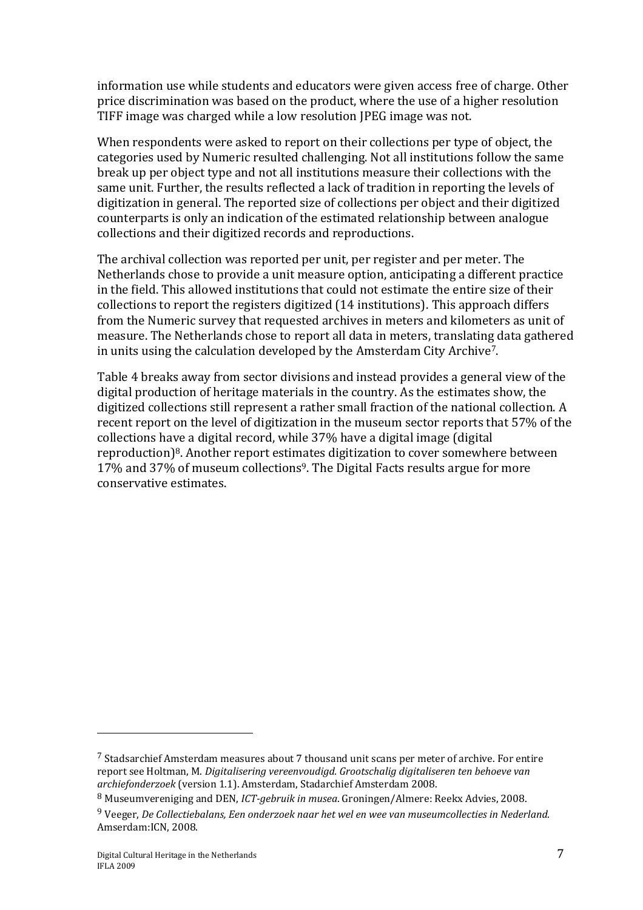information use while students and educators were given access free of charge. Other price discrimination was based on the product, where the use of a higher resolution TIFF image was charged while a low resolution JPEG image was not.

When respondents were asked to report on their collections per type of object, the categories used by Numeric resulted challenging. Not all institutions follow the same break up per object type and not all institutions measure their collections with the same unit. Further, the results reflected a lack of tradition in reporting the levels of digitization in general. The reported size of collections per object and their digitized counterparts is only an indication of the estimated relationship between analogue collections and their digitized records and reproductions.

The archival collection was reported per unit, per register and per meter. The Netherlands chose to provide a unit measure option, anticipating a different practice in the field. This allowed institutions that could not estimate the entire size of their collections to report the registers digitized (14 institutions). This approach differs from the Numeric survey that requested archives in meters and kilometers as unit of measure. The Netherlands chose to report all data in meters, translating data gathered in units using the calculation developed by the Amsterdam City Archive[7].

Table 4 breaks away from sector divisions and instead provides a general view of the digital production of heritage materials in the country. As the estimates show, the digitized collections still represent a rather small fraction of the national collection. A recent report on the level of digitization in the museum sector reports that 57% of the collections have a digital record, while 37% have a digital image (digital reproduction)[8]. Another report estimates digitization to cover somewhere between 17% and 37% of museum collections[9]. The Digital Facts results argue for more conservative estimates.

---

[7] Stadsarchief Amsterdam measures about 7 thousand unit scans per meter of archive. For entire report see Holtman, M. *Digitalisering vereenvoudigd. Grootschalig digitaliseren ten behoeve van archiefonderzoek* (version 1.1). Amsterdam, Stadarchief Amsterdam 2008.

[8] Museumvereniging and DEN, *ICT-gebruik in musea*. Groningen/Almere: Reekx Advies, 2008.

[9] Veeger, *De Collectiebalans, Een onderzoek naar het wel en wee van museumcollecties in Nederland*. Amserdam:ICN, 2008.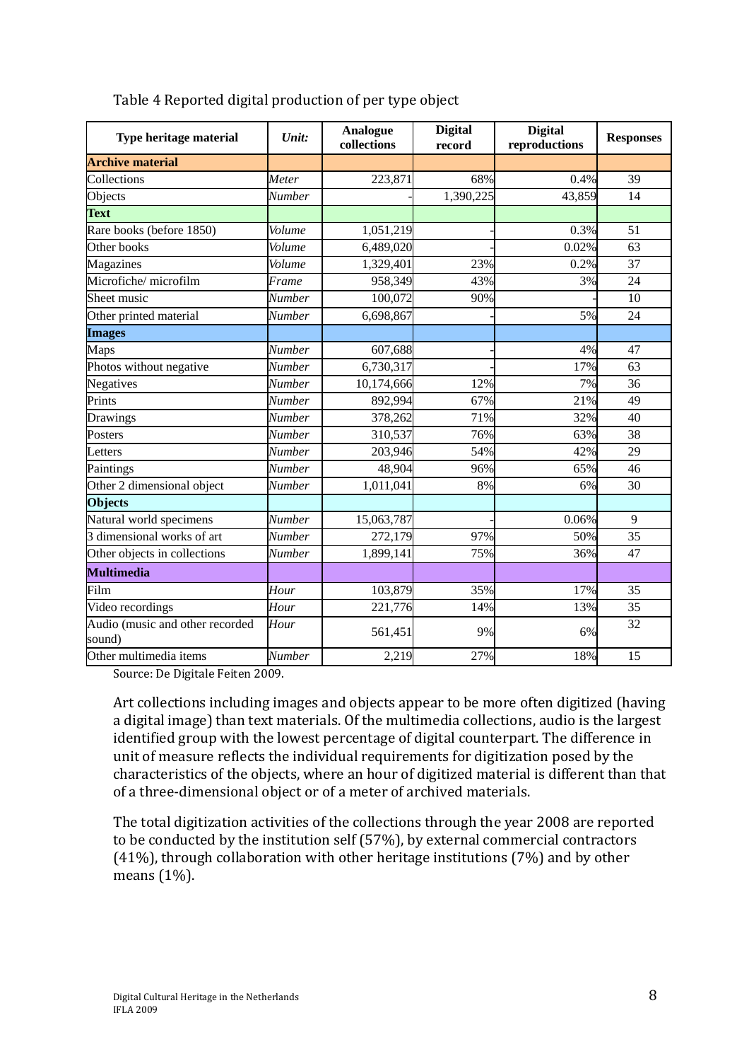Table 4 Reported digital production of per type object

| Type heritage material | *Unit:* | Analogue collections | Digital record | Digital reproductions | Responses |
|---|---|---|---|---|---|
| **Archive material** | | | | | |
| Collections | *Meter* | 223,871 | 68% | 0.4% | 39 |
| Objects | *Number* | - | 1,390,225 | 43,859 | 14 |
| **Text** | | | | | |
| Rare books (before 1850) | *Volume* | 1,051,219 | - | 0.3% | 51 |
| Other books | *Volume* | 6,489,020 | - | 0.02% | 63 |
| Magazines | *Volume* | 1,329,401 | 23% | 0.2% | 37 |
| Microfiche/ microfilm | *Frame* | 958,349 | 43% | 3% | 24 |
| Sheet music | *Number* | 100,072 | 90% | - | 10 |
| Other printed material | *Number* | 6,698,867 | - | 5% | 24 |
| **Images** | | | | | |
| Maps | *Number* | 607,688 | - | 4% | 47 |
| Photos without negative | *Number* | 6,730,317 | - | 17% | 63 |
| Negatives | *Number* | 10,174,666 | 12% | 7% | 36 |
| Prints | *Number* | 892,994 | 67% | 21% | 49 |
| Drawings | *Number* | 378,262 | 71% | 32% | 40 |
| Posters | *Number* | 310,537 | 76% | 63% | 38 |
| Letters | *Number* | 203,946 | 54% | 42% | 29 |
| Paintings | *Number* | 48,904 | 96% | 65% | 46 |
| Other 2 dimensional object | *Number* | 1,011,041 | 8% | 6% | 30 |
| **Objects** | | | | | |
| Natural world specimens | *Number* | 15,063,787 | - | 0.06% | 9 |
| 3 dimensional works of art | *Number* | 272,179 | 97% | 50% | 35 |
| Other objects in collections | *Number* | 1,899,141 | 75% | 36% | 47 |
| **Multimedia** | | | | | |
| Film | *Hour* | 103,879 | 35% | 17% | 35 |
| Video recordings | *Hour* | 221,776 | 14% | 13% | 35 |
| Audio (music and other recorded sound) | *Hour* | 561,451 | 9% | 6% | 32 |
| Other multimedia items | *Number* | 2,219 | 27% | 18% | 15 |

Source: De Digitale Feiten 2009.

Art collections including images and objects appear to be more often digitized (having a digital image) than text materials. Of the multimedia collections, audio is the largest identified group with the lowest percentage of digital counterpart. The difference in unit of measure reflects the individual requirements for digitization posed by the characteristics of the objects, where an hour of digitized material is different than that of a three-dimensional object or of a meter of archived materials.

The total digitization activities of the collections through the year 2008 are reported to be conducted by the institution self (57%), by external commercial contractors (41%), through collaboration with other heritage institutions (7%) and by other means (1%).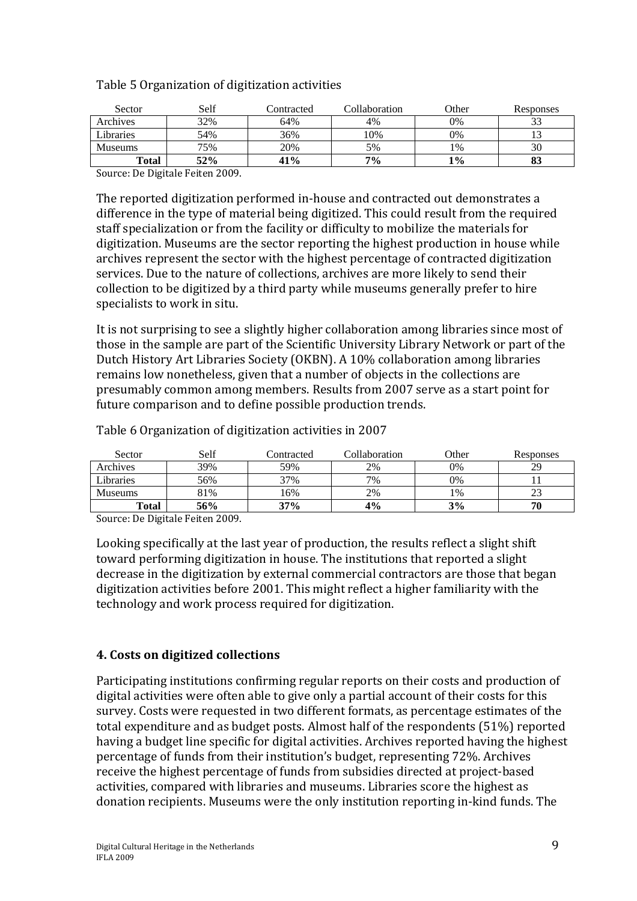Table 5 Organization of digitization activities

| Sector | Self | Contracted | Collaboration | Other | Responses |
|---|---|---|---|---|---|
| Archives | 32% | 64% | 4% | 0% | 33 |
| Libraries | 54% | 36% | 10% | 0% | 13 |
| Museums | 75% | 20% | 5% | 1% | 30 |
| **Total** | **52%** | **41%** | **7%** | **1%** | **83** |

Source: De Digitale Feiten 2009.

The reported digitization performed in-house and contracted out demonstrates a difference in the type of material being digitized. This could result from the required staff specialization or from the facility or difficulty to mobilize the materials for digitization. Museums are the sector reporting the highest production in house while archives represent the sector with the highest percentage of contracted digitization services. Due to the nature of collections, archives are more likely to send their collection to be digitized by a third party while museums generally prefer to hire specialists to work in situ.

It is not surprising to see a slightly higher collaboration among libraries since most of those in the sample are part of the Scientific University Library Network or part of the Dutch History Art Libraries Society (OKBN). A 10% collaboration among libraries remains low nonetheless, given that a number of objects in the collections are presumably common among members. Results from 2007 serve as a start point for future comparison and to define possible production trends.

Table 6 Organization of digitization activities in 2007

| Sector | Self | Contracted | Collaboration | Other | Responses |
|---|---|---|---|---|---|
| Archives | 39% | 59% | 2% | 0% | 29 |
| Libraries | 56% | 37% | 7% | 0% | 11 |
| Museums | 81% | 16% | 2% | 1% | 23 |
| **Total** | **56%** | **37%** | **4%** | **3%** | **70** |

Source: De Digitale Feiten 2009.

Looking specifically at the last year of production, the results reflect a slight shift toward performing digitization in house. The institutions that reported a slight decrease in the digitization by external commercial contractors are those that began digitization activities before 2001. This might reflect a higher familiarity with the technology and work process required for digitization.

## 4. Costs on digitized collections

Participating institutions confirming regular reports on their costs and production of digital activities were often able to give only a partial account of their costs for this survey. Costs were requested in two different formats, as percentage estimates of the total expenditure and as budget posts. Almost half of the respondents (51%) reported having a budget line specific for digital activities. Archives reported having the highest percentage of funds from their institution's budget, representing 72%. Archives receive the highest percentage of funds from subsidies directed at project-based activities, compared with libraries and museums. Libraries score the highest as donation recipients. Museums were the only institution reporting in-kind funds. The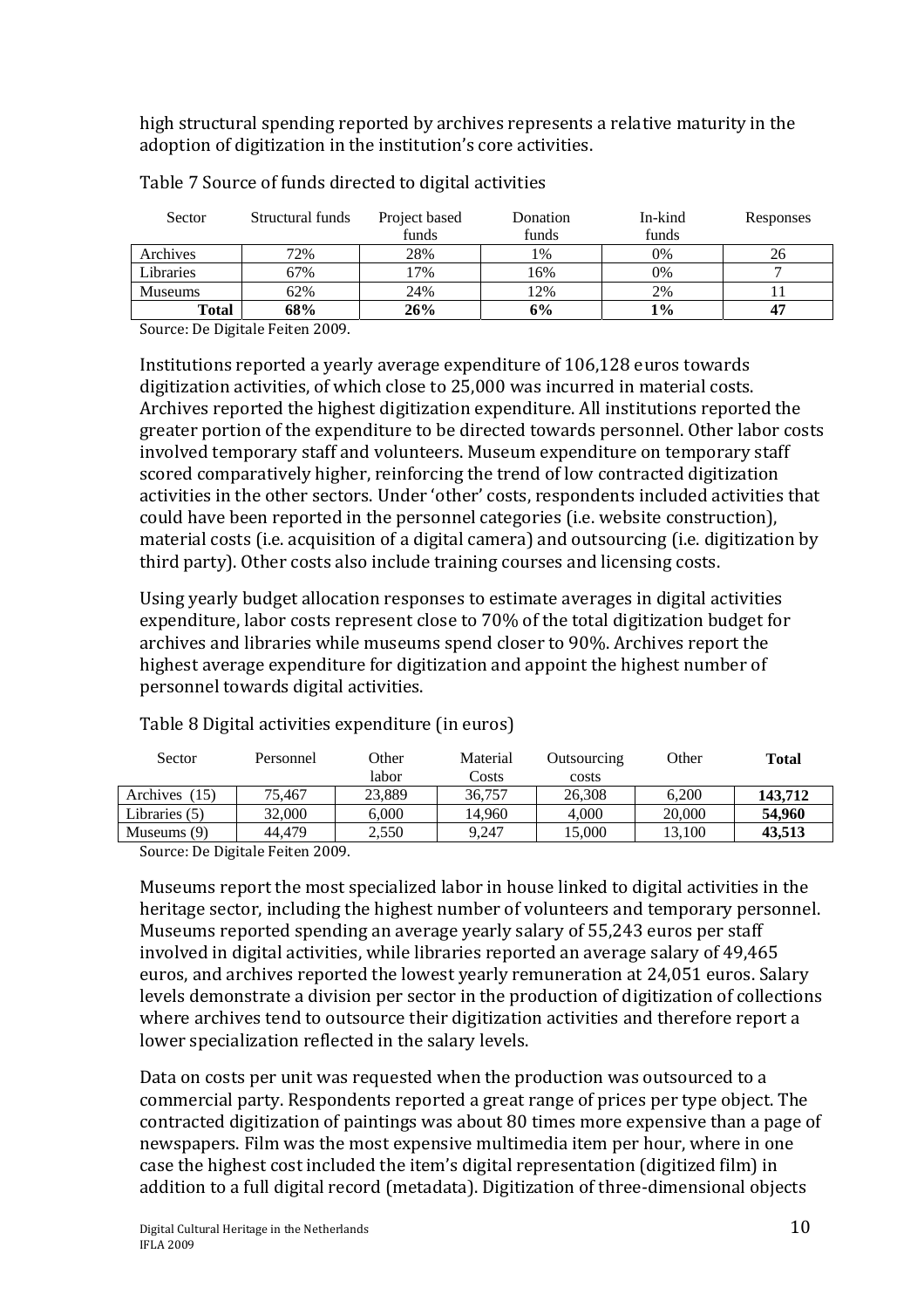high structural spending reported by archives represents a relative maturity in the adoption of digitization in the institution's core activities.

Table 7 Source of funds directed to digital activities

| Sector | Structural funds | Project based funds | Donation funds | In-kind funds | Responses |
|---|---|---|---|---|---|
| Archives | 72% | 28% | 1% | 0% | 26 |
| Libraries | 67% | 17% | 16% | 0% | 7 |
| Museums | 62% | 24% | 12% | 2% | 11 |
| **Total** | **68%** | **26%** | **6%** | **1%** | **47** |

Source: De Digitale Feiten 2009.

Institutions reported a yearly average expenditure of 106,128 euros towards digitization activities, of which close to 25,000 was incurred in material costs. Archives reported the highest digitization expenditure. All institutions reported the greater portion of the expenditure to be directed towards personnel. Other labor costs involved temporary staff and volunteers. Museum expenditure on temporary staff scored comparatively higher, reinforcing the trend of low contracted digitization activities in the other sectors. Under 'other' costs, respondents included activities that could have been reported in the personnel categories (i.e. website construction), material costs (i.e. acquisition of a digital camera) and outsourcing (i.e. digitization by third party). Other costs also include training courses and licensing costs.

Using yearly budget allocation responses to estimate averages in digital activities expenditure, labor costs represent close to 70% of the total digitization budget for archives and libraries while museums spend closer to 90%. Archives report the highest average expenditure for digitization and appoint the highest number of personnel towards digital activities.

Table 8 Digital activities expenditure (in euros)

| Sector | Personnel | Other labor | Material Costs | Outsourcing costs | Other | **Total** |
|---|---|---|---|---|---|---|
| Archives (15) | 75,467 | 23,889 | 36,757 | 26,308 | 6,200 | **143,712** |
| Libraries (5) | 32,000 | 6,000 | 14,960 | 4,000 | 20,000 | **54,960** |
| Museums (9) | 44,479 | 2,550 | 9,247 | 15,000 | 13,100 | **43,513** |

Source: De Digitale Feiten 2009.

Museums report the most specialized labor in house linked to digital activities in the heritage sector, including the highest number of volunteers and temporary personnel. Museums reported spending an average yearly salary of 55,243 euros per staff involved in digital activities, while libraries reported an average salary of 49,465 euros, and archives reported the lowest yearly remuneration at 24,051 euros. Salary levels demonstrate a division per sector in the production of digitization of collections where archives tend to outsource their digitization activities and therefore report a lower specialization reflected in the salary levels.

Data on costs per unit was requested when the production was outsourced to a commercial party. Respondents reported a great range of prices per type object. The contracted digitization of paintings was about 80 times more expensive than a page of newspapers. Film was the most expensive multimedia item per hour, where in one case the highest cost included the item's digital representation (digitized film) in addition to a full digital record (metadata). Digitization of three-dimensional objects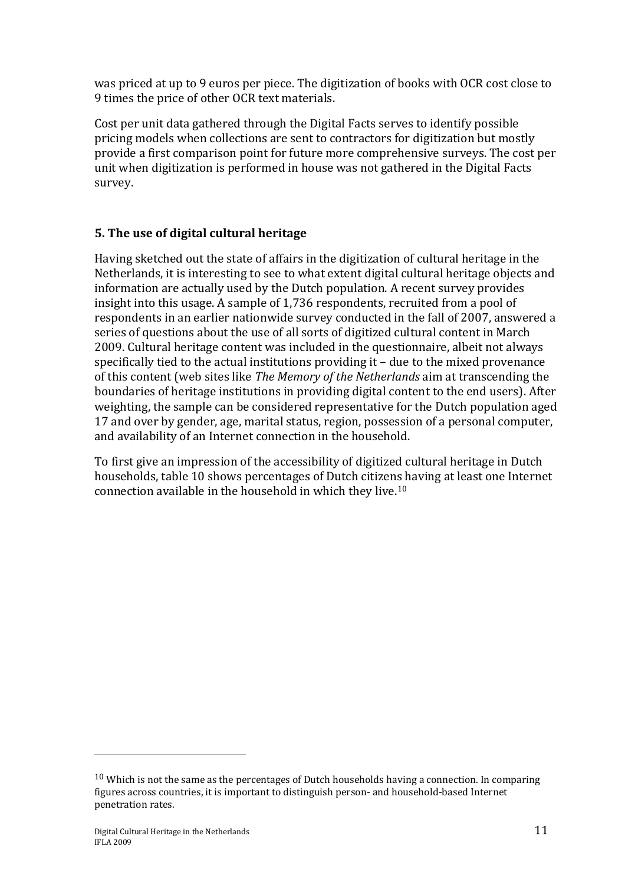was priced at up to 9 euros per piece. The digitization of books with OCR cost close to 9 times the price of other OCR text materials.

Cost per unit data gathered through the Digital Facts serves to identify possible pricing models when collections are sent to contractors for digitization but mostly provide a first comparison point for future more comprehensive surveys. The cost per unit when digitization is performed in house was not gathered in the Digital Facts survey.

## 5. The use of digital cultural heritage

Having sketched out the state of affairs in the digitization of cultural heritage in the Netherlands, it is interesting to see to what extent digital cultural heritage objects and information are actually used by the Dutch population. A recent survey provides insight into this usage. A sample of 1,736 respondents, recruited from a pool of respondents in an earlier nationwide survey conducted in the fall of 2007, answered a series of questions about the use of all sorts of digitized cultural content in March 2009. Cultural heritage content was included in the questionnaire, albeit not always specifically tied to the actual institutions providing it – due to the mixed provenance of this content (web sites like *The Memory of the Netherlands* aim at transcending the boundaries of heritage institutions in providing digital content to the end users). After weighting, the sample can be considered representative for the Dutch population aged 17 and over by gender, age, marital status, region, possession of a personal computer, and availability of an Internet connection in the household.

To first give an impression of the accessibility of digitized cultural heritage in Dutch households, table 10 shows percentages of Dutch citizens having at least one Internet connection available in the household in which they live.[10]

[10] Which is not the same as the percentages of Dutch households having a connection. In comparing figures across countries, it is important to distinguish person- and household-based Internet penetration rates.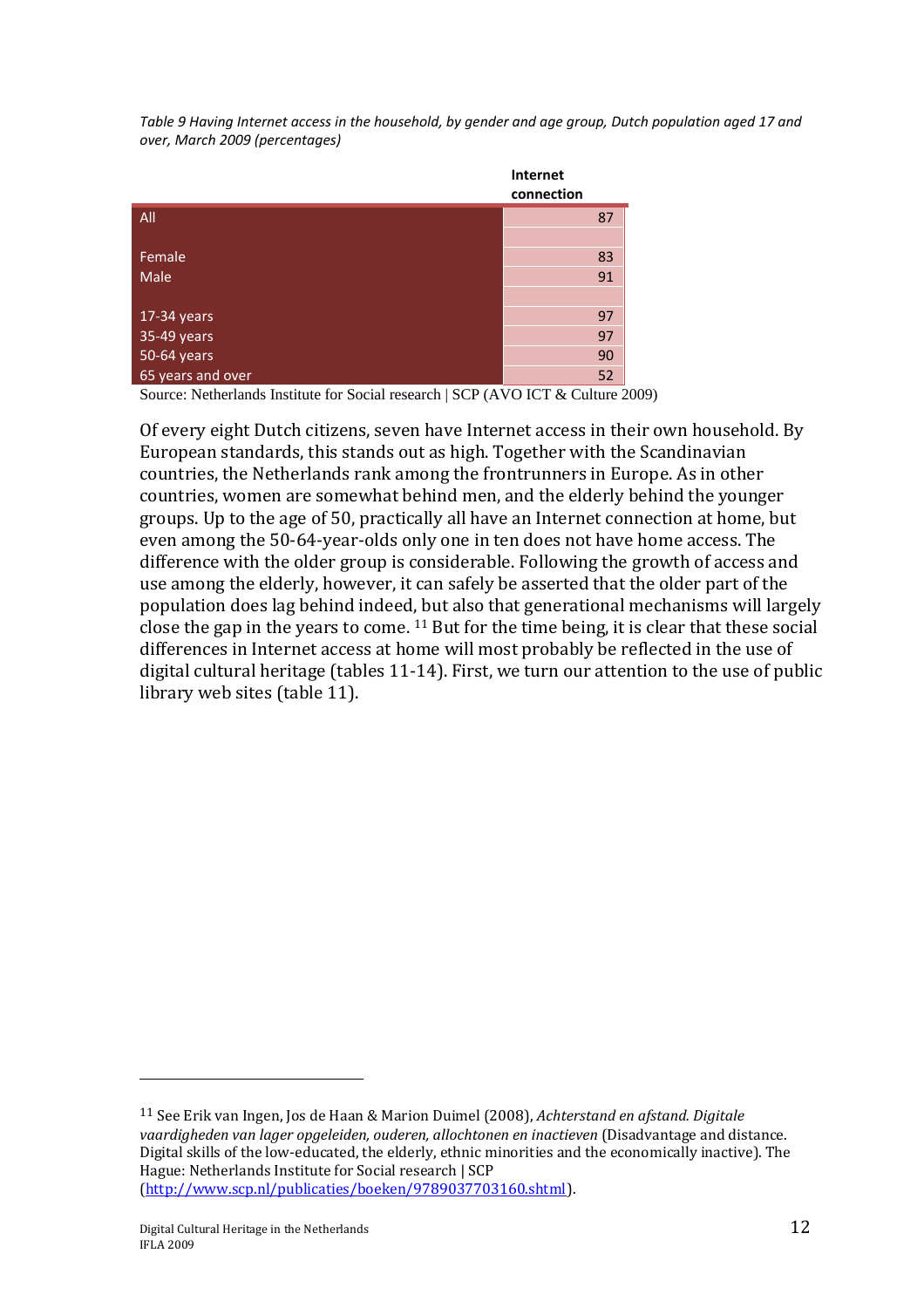*Table 9 Having Internet access in the household, by gender and age group, Dutch population aged 17 and over, March 2009 (percentages)*

| | Internet connection |
|---|---|
| All | 87 |
| | |
| Female | 83 |
| Male | 91 |
| | |
| 17-34 years | 97 |
| 35-49 years | 97 |
| 50-64 years | 90 |
| 65 years and over | 52 |

Source: Netherlands Institute for Social research | SCP (AVO ICT & Culture 2009)

Of every eight Dutch citizens, seven have Internet access in their own household. By European standards, this stands out as high. Together with the Scandinavian countries, the Netherlands rank among the frontrunners in Europe. As in other countries, women are somewhat behind men, and the elderly behind the younger groups. Up to the age of 50, practically all have an Internet connection at home, but even among the 50-64-year-olds only one in ten does not have home access. The difference with the older group is considerable. Following the growth of access and use among the elderly, however, it can safely be asserted that the older part of the population does lag behind indeed, but also that generational mechanisms will largely close the gap in the years to come. [11] But for the time being, it is clear that these social differences in Internet access at home will most probably be reflected in the use of digital cultural heritage (tables 11-14). First, we turn our attention to the use of public library web sites (table 11).

---

[11] See Erik van Ingen, Jos de Haan & Marion Duimel (2008), *Achterstand en afstand. Digitale vaardigheden van lager opgeleiden, ouderen, allochtonen en inactieven* (Disadvantage and distance. Digital skills of the low-educated, the elderly, ethnic minorities and the economically inactive). The Hague: Netherlands Institute for Social research | SCP (http://www.scp.nl/publicaties/boeken/9789037703160.shtml).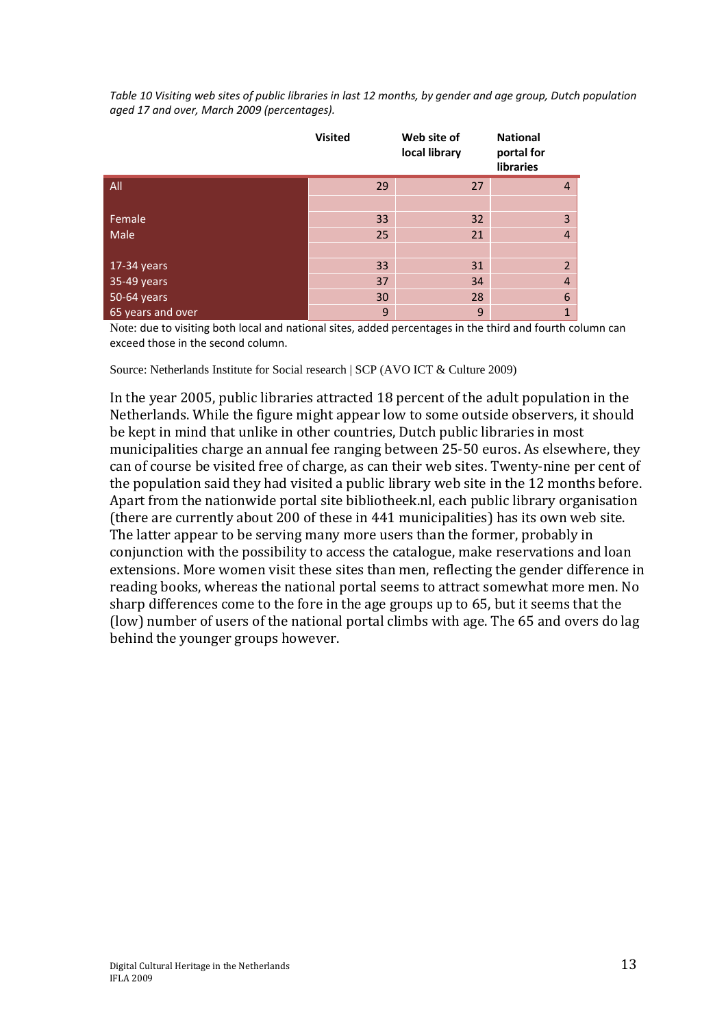*Table 10 Visiting web sites of public libraries in last 12 months, by gender and age group, Dutch population aged 17 and over, March 2009 (percentages).*

| | Visited | Web site of local library | National portal for libraries |
|---|---|---|---|
| All | 29 | 27 | 4 |
| | | | |
| Female | 33 | 32 | 3 |
| Male | 25 | 21 | 4 |
| | | | |
| 17-34 years | 33 | 31 | 2 |
| 35-49 years | 37 | 34 | 4 |
| 50-64 years | 30 | 28 | 6 |
| 65 years and over | 9 | 9 | 1 |

Note: due to visiting both local and national sites, added percentages in the third and fourth column can exceed those in the second column.

Source: Netherlands Institute for Social research | SCP (AVO ICT & Culture 2009)

In the year 2005, public libraries attracted 18 percent of the adult population in the Netherlands. While the figure might appear low to some outside observers, it should be kept in mind that unlike in other countries, Dutch public libraries in most municipalities charge an annual fee ranging between 25-50 euros. As elsewhere, they can of course be visited free of charge, as can their web sites. Twenty-nine per cent of the population said they had visited a public library web site in the 12 months before. Apart from the nationwide portal site bibliotheek.nl, each public library organisation (there are currently about 200 of these in 441 municipalities) has its own web site. The latter appear to be serving many more users than the former, probably in conjunction with the possibility to access the catalogue, make reservations and loan extensions. More women visit these sites than men, reflecting the gender difference in reading books, whereas the national portal seems to attract somewhat more men. No sharp differences come to the fore in the age groups up to 65, but it seems that the (low) number of users of the national portal climbs with age. The 65 and overs do lag behind the younger groups however.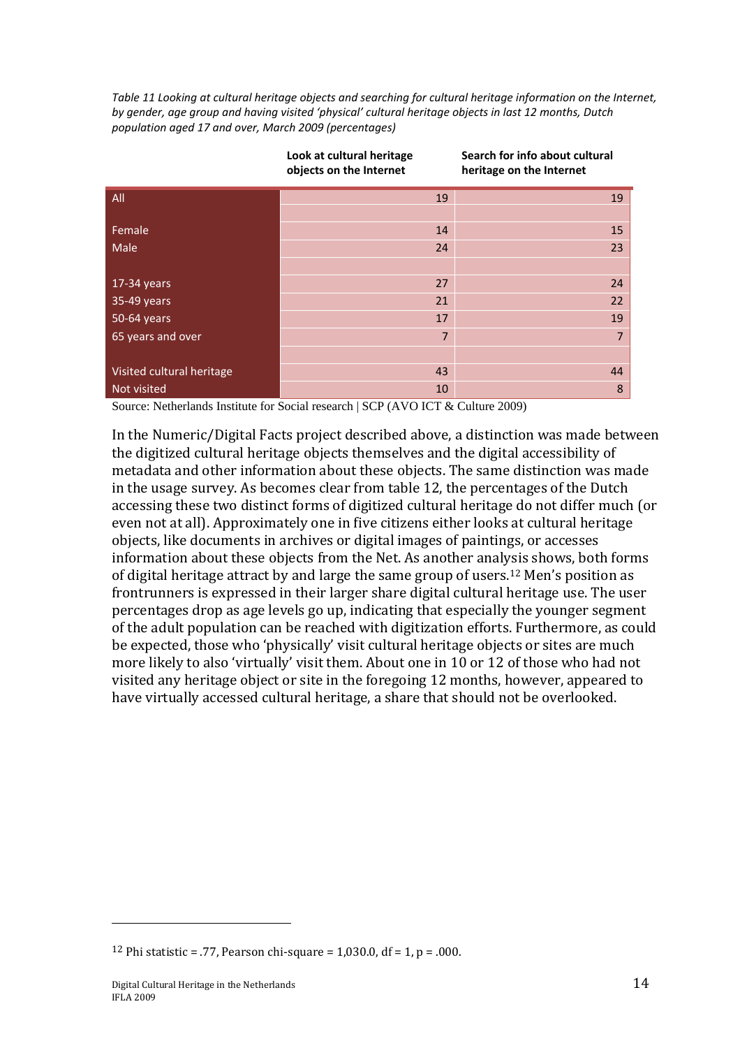*Table 11 Looking at cultural heritage objects and searching for cultural heritage information on the Internet, by gender, age group and having visited 'physical' cultural heritage objects in last 12 months, Dutch population aged 17 and over, March 2009 (percentages)*

| | Look at cultural heritage objects on the Internet | Search for info about cultural heritage on the Internet |
|---|---|---|
| All | 19 | 19 |
| | | |
| Female | 14 | 15 |
| Male | 24 | 23 |
| | | |
| 17-34 years | 27 | 24 |
| 35-49 years | 21 | 22 |
| 50-64 years | 17 | 19 |
| 65 years and over | 7 | 7 |
| | | |
| Visited cultural heritage | 43 | 44 |
| Not visited | 10 | 8 |

Source: Netherlands Institute for Social research | SCP (AVO ICT & Culture 2009)

In the Numeric/Digital Facts project described above, a distinction was made between the digitized cultural heritage objects themselves and the digital accessibility of metadata and other information about these objects. The same distinction was made in the usage survey. As becomes clear from table 12, the percentages of the Dutch accessing these two distinct forms of digitized cultural heritage do not differ much (or even not at all). Approximately one in five citizens either looks at cultural heritage objects, like documents in archives or digital images of paintings, or accesses information about these objects from the Net. As another analysis shows, both forms of digital heritage attract by and large the same group of users.[12] Men's position as frontrunners is expressed in their larger share digital cultural heritage use. The user percentages drop as age levels go up, indicating that especially the younger segment of the adult population can be reached with digitization efforts. Furthermore, as could be expected, those who 'physically' visit cultural heritage objects or sites are much more likely to also 'virtually' visit them. About one in 10 or 12 of those who had not visited any heritage object or site in the foregoing 12 months, however, appeared to have virtually accessed cultural heritage, a share that should not be overlooked.

[12] Phi statistic = .77, Pearson chi-square = 1,030.0, df = 1, p = .000.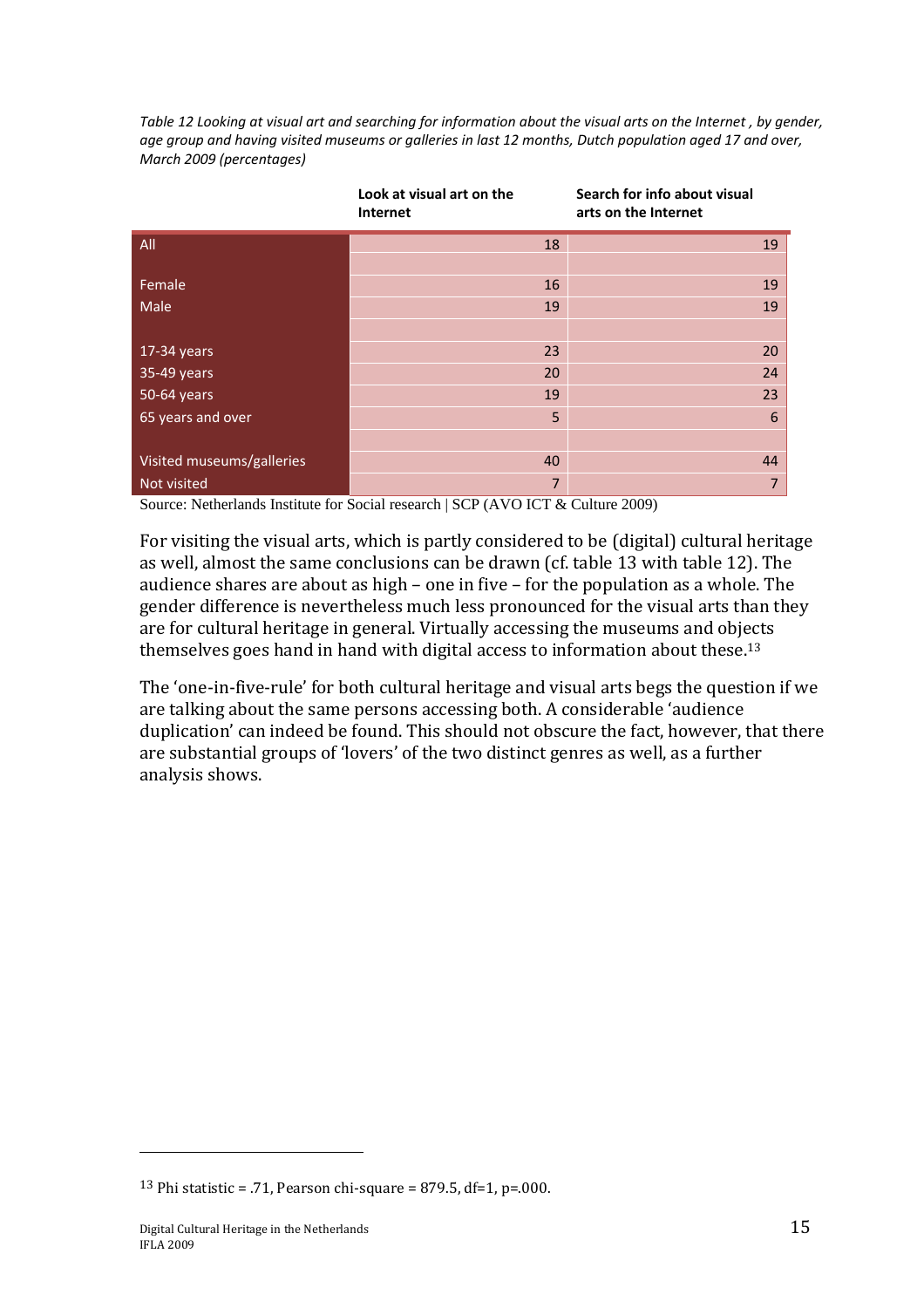*Table 12 Looking at visual art and searching for information about the visual arts on the Internet , by gender, age group and having visited museums or galleries in last 12 months, Dutch population aged 17 and over, March 2009 (percentages)*

| | Look at visual art on the Internet | Search for info about visual arts on the Internet |
|---|---|---|
| All | 18 | 19 |
| | | |
| Female | 16 | 19 |
| Male | 19 | 19 |
| | | |
| 17-34 years | 23 | 20 |
| 35-49 years | 20 | 24 |
| 50-64 years | 19 | 23 |
| 65 years and over | 5 | 6 |
| | | |
| Visited museums/galleries | 40 | 44 |
| Not visited | 7 | 7 |

Source: Netherlands Institute for Social research | SCP (AVO ICT & Culture 2009)

For visiting the visual arts, which is partly considered to be (digital) cultural heritage as well, almost the same conclusions can be drawn (cf. table 13 with table 12). The audience shares are about as high – one in five – for the population as a whole. The gender difference is nevertheless much less pronounced for the visual arts than they are for cultural heritage in general. Virtually accessing the museums and objects themselves goes hand in hand with digital access to information about these.[13]

The 'one-in-five-rule' for both cultural heritage and visual arts begs the question if we are talking about the same persons accessing both. A considerable 'audience duplication' can indeed be found. This should not obscure the fact, however, that there are substantial groups of 'lovers' of the two distinct genres as well, as a further analysis shows.

[13] Phi statistic = .71, Pearson chi-square = 879.5, df=1, p=.000.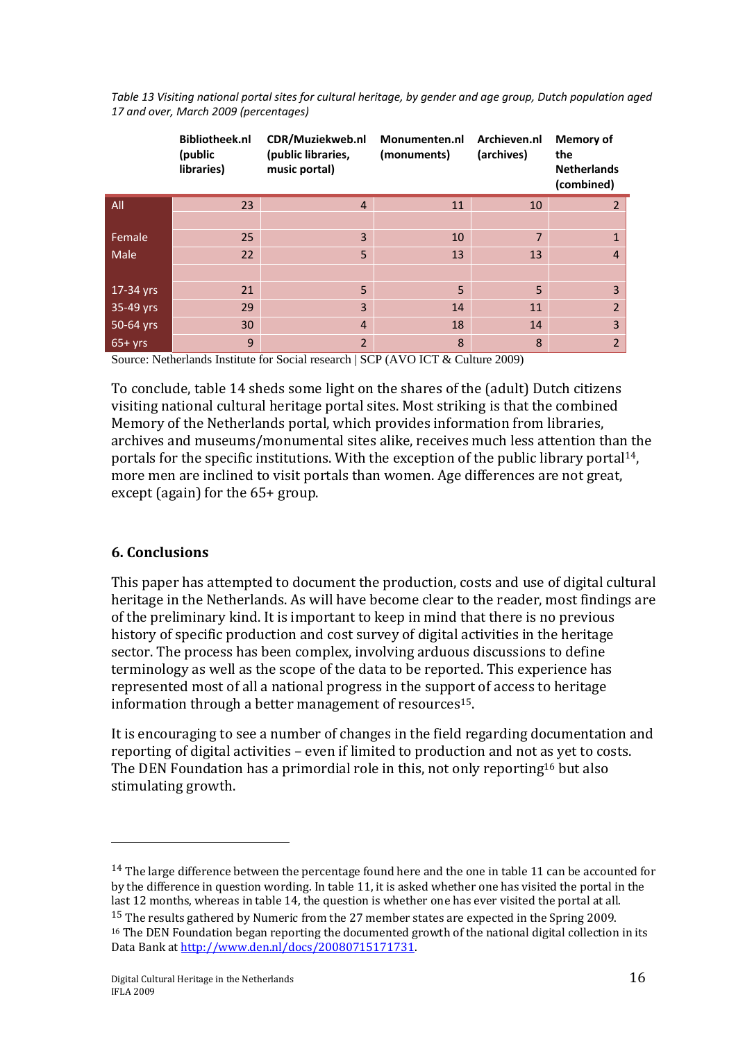*Table 13 Visiting national portal sites for cultural heritage, by gender and age group, Dutch population aged 17 and over, March 2009 (percentages)*

| | Bibliotheek.nl (public libraries) | CDR/Muziekweb.nl (public libraries, music portal) | Monumenten.nl (monuments) | Archieven.nl (archives) | Memory of the Netherlands (combined) |
|---|---|---|---|---|---|
| All | 23 | 4 | 11 | 10 | 2 |
| | | | | | |
| Female | 25 | 3 | 10 | 7 | 1 |
| Male | 22 | 5 | 13 | 13 | 4 |
| | | | | | |
| 17-34 yrs | 21 | 5 | 5 | 5 | 3 |
| 35-49 yrs | 29 | 3 | 14 | 11 | 2 |
| 50-64 yrs | 30 | 4 | 18 | 14 | 3 |
| 65+ yrs | 9 | 2 | 8 | 8 | 2 |

Source: Netherlands Institute for Social research | SCP (AVO ICT & Culture 2009)

To conclude, table 14 sheds some light on the shares of the (adult) Dutch citizens visiting national cultural heritage portal sites. Most striking is that the combined Memory of the Netherlands portal, which provides information from libraries, archives and museums/monumental sites alike, receives much less attention than the portals for the specific institutions. With the exception of the public library portal[14], more men are inclined to visit portals than women. Age differences are not great, except (again) for the 65+ group.

## 6. Conclusions

This paper has attempted to document the production, costs and use of digital cultural heritage in the Netherlands. As will have become clear to the reader, most findings are of the preliminary kind. It is important to keep in mind that there is no previous history of specific production and cost survey of digital activities in the heritage sector. The process has been complex, involving arduous discussions to define terminology as well as the scope of the data to be reported. This experience has represented most of all a national progress in the support of access to heritage information through a better management of resources[15].

It is encouraging to see a number of changes in the field regarding documentation and reporting of digital activities – even if limited to production and not as yet to costs. The DEN Foundation has a primordial role in this, not only reporting[16] but also stimulating growth.

[14] The large difference between the percentage found here and the one in table 11 can be accounted for by the difference in question wording. In table 11, it is asked whether one has visited the portal in the last 12 months, whereas in table 14, the question is whether one has ever visited the portal at all.

[15] The results gathered by Numeric from the 27 member states are expected in the Spring 2009.

[16] The DEN Foundation began reporting the documented growth of the national digital collection in its Data Bank at http://www.den.nl/docs/20080715171731.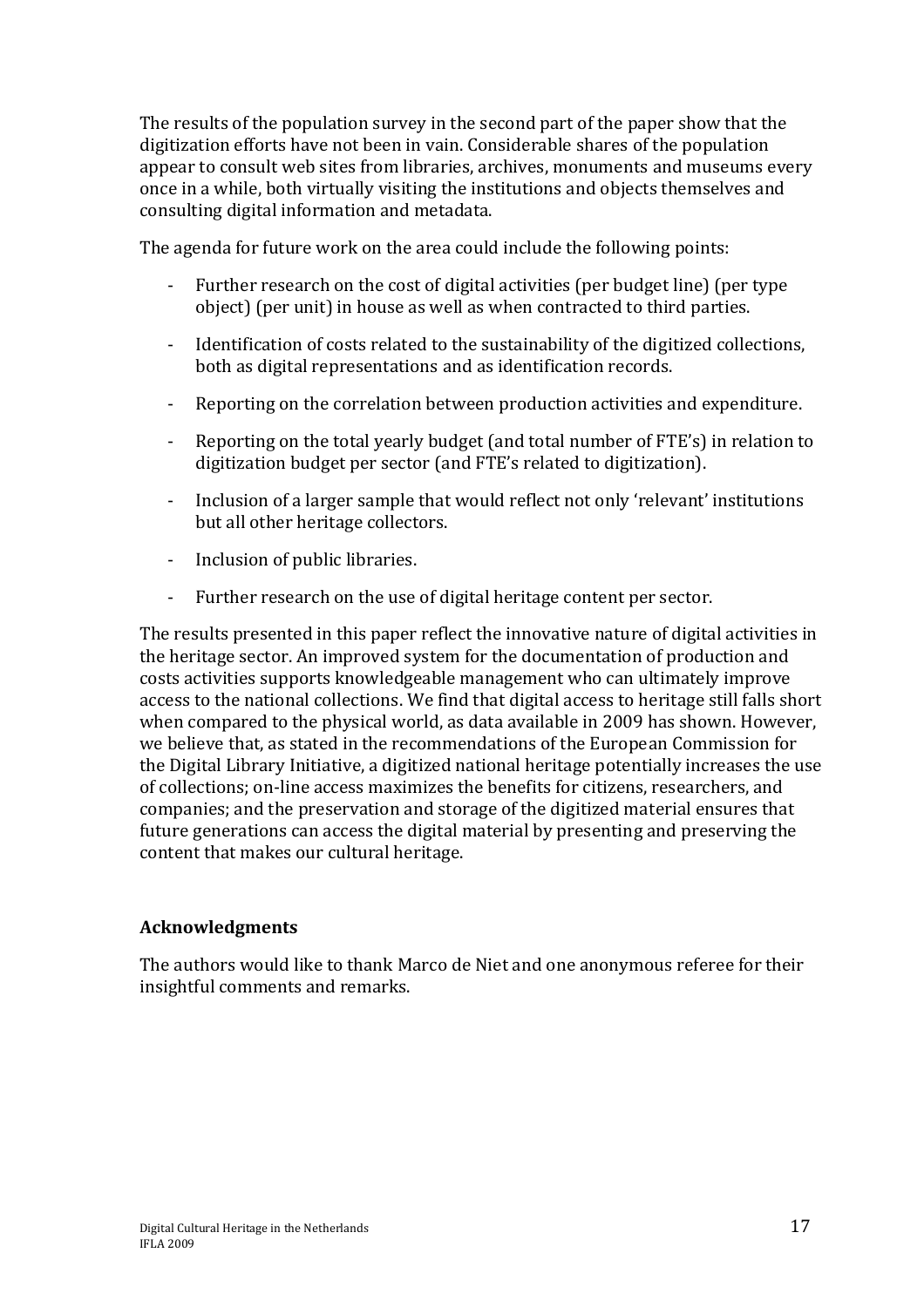The results of the population survey in the second part of the paper show that the digitization efforts have not been in vain. Considerable shares of the population appear to consult web sites from libraries, archives, monuments and museums every once in a while, both virtually visiting the institutions and objects themselves and consulting digital information and metadata.

The agenda for future work on the area could include the following points:

- Further research on the cost of digital activities (per budget line) (per type object) (per unit) in house as well as when contracted to third parties.
- Identification of costs related to the sustainability of the digitized collections, both as digital representations and as identification records.
- Reporting on the correlation between production activities and expenditure.
- Reporting on the total yearly budget (and total number of FTE's) in relation to digitization budget per sector (and FTE's related to digitization).
- Inclusion of a larger sample that would reflect not only 'relevant' institutions but all other heritage collectors.
- Inclusion of public libraries.
- Further research on the use of digital heritage content per sector.

The results presented in this paper reflect the innovative nature of digital activities in the heritage sector. An improved system for the documentation of production and costs activities supports knowledgeable management who can ultimately improve access to the national collections. We find that digital access to heritage still falls short when compared to the physical world, as data available in 2009 has shown. However, we believe that, as stated in the recommendations of the European Commission for the Digital Library Initiative, a digitized national heritage potentially increases the use of collections; on-line access maximizes the benefits for citizens, researchers, and companies; and the preservation and storage of the digitized material ensures that future generations can access the digital material by presenting and preserving the content that makes our cultural heritage.

### Acknowledgments

The authors would like to thank Marco de Niet and one anonymous referee for their insightful comments and remarks.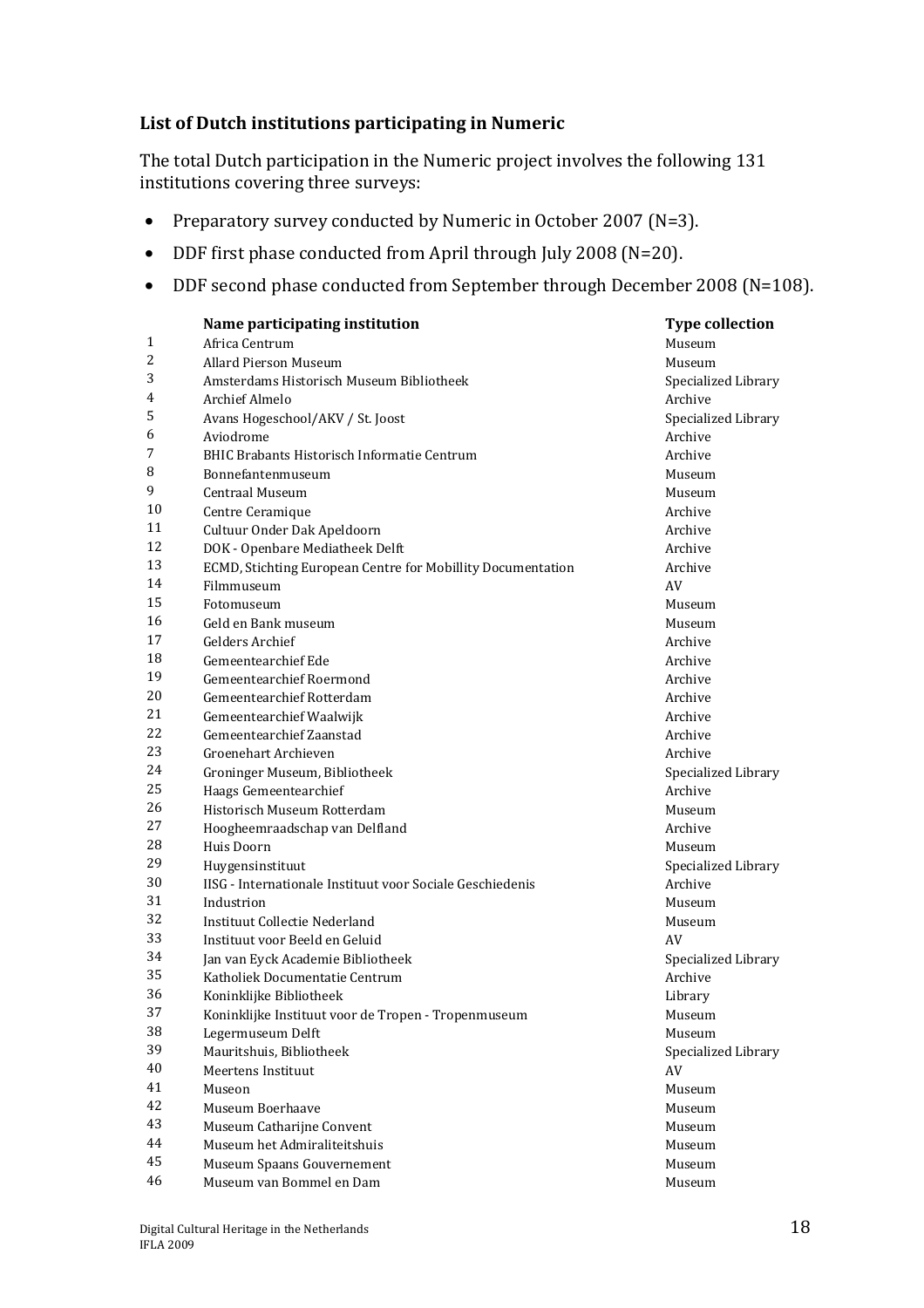### List of Dutch institutions participating in Numeric

The total Dutch participation in the Numeric project involves the following 131 institutions covering three surveys:

- Preparatory survey conducted by Numeric in October 2007 (N=3).
- DDF first phase conducted from April through July 2008 (N=20).
- DDF second phase conducted from September through December 2008 (N=108).

| | Name participating institution | Type collection |
|---|---|---|
| 1 | Africa Centrum | Museum |
| 2 | Allard Pierson Museum | Museum |
| 3 | Amsterdams Historisch Museum Bibliotheek | Specialized Library |
| 4 | Archief Almelo | Archive |
| 5 | Avans Hogeschool/AKV / St. Joost | Specialized Library |
| 6 | Aviodrome | Archive |
| 7 | BHIC Brabants Historisch Informatie Centrum | Archive |
| 8 | Bonnefantenmuseum | Museum |
| 9 | Centraal Museum | Museum |
| 10 | Centre Ceramique | Archive |
| 11 | Cultuur Onder Dak Apeldoorn | Archive |
| 12 | DOK - Openbare Mediatheek Delft | Archive |
| 13 | ECMD, Stichting European Centre for Mobillity Documentation | Archive |
| 14 | Filmmuseum | AV |
| 15 | Fotomuseum | Museum |
| 16 | Geld en Bank museum | Museum |
| 17 | Gelders Archief | Archive |
| 18 | Gemeentearchief Ede | Archive |
| 19 | Gemeentearchief Roermond | Archive |
| 20 | Gemeentearchief Rotterdam | Archive |
| 21 | Gemeentearchief Waalwijk | Archive |
| 22 | Gemeentearchief Zaanstad | Archive |
| 23 | Groenehart Archieven | Archive |
| 24 | Groninger Museum, Bibliotheek | Specialized Library |
| 25 | Haags Gemeentearchief | Archive |
| 26 | Historisch Museum Rotterdam | Museum |
| 27 | Hoogheemraadschap van Delfland | Archive |
| 28 | Huis Doorn | Museum |
| 29 | Huygensinstituut | Specialized Library |
| 30 | IISG - Internationale Instituut voor Sociale Geschiedenis | Archive |
| 31 | Industrion | Museum |
| 32 | Instituut Collectie Nederland | Museum |
| 33 | Instituut voor Beeld en Geluid | AV |
| 34 | Jan van Eyck Academie Bibliotheek | Specialized Library |
| 35 | Katholiek Documentatie Centrum | Archive |
| 36 | Koninklijke Bibliotheek | Library |
| 37 | Koninklijke Instituut voor de Tropen - Tropenmuseum | Museum |
| 38 | Legermuseum Delft | Museum |
| 39 | Mauritshuis, Bibliotheek | Specialized Library |
| 40 | Meertens Instituut | AV |
| 41 | Museon | Museum |
| 42 | Museum Boerhaave | Museum |
| 43 | Museum Catharijne Convent | Museum |
| 44 | Museum het Admiraliteitshuis | Museum |
| 45 | Museum Spaans Gouvernement | Museum |
| 46 | Museum van Bommel en Dam | Museum |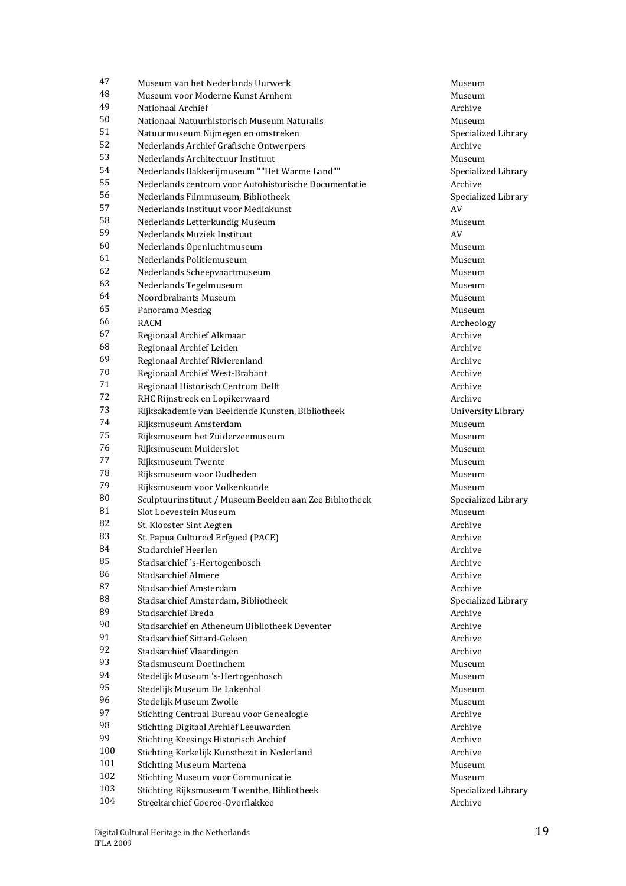| | | |
|---|---|---|
| 47 | Museum van het Nederlands Uurwerk | Museum |
| 48 | Museum voor Moderne Kunst Arnhem | Museum |
| 49 | Nationaal Archief | Archive |
| 50 | Nationaal Natuurhistorisch Museum Naturalis | Museum |
| 51 | Natuurmuseum Nijmegen en omstreken | Specialized Library |
| 52 | Nederlands Archief Grafische Ontwerpers | Archive |
| 53 | Nederlands Architectuur Instituut | Museum |
| 54 | Nederlands Bakkerijmuseum ""Het Warme Land"" | Specialized Library |
| 55 | Nederlands centrum voor Autohistorische Documentatie | Archive |
| 56 | Nederlands Filmmuseum, Bibliotheek | Specialized Library |
| 57 | Nederlands Instituut voor Mediakunst | AV |
| 58 | Nederlands Letterkundig Museum | Museum |
| 59 | Nederlands Muziek Instituut | AV |
| 60 | Nederlands Openluchtmuseum | Museum |
| 61 | Nederlands Politiemuseum | Museum |
| 62 | Nederlands Scheepvaartmuseum | Museum |
| 63 | Nederlands Tegelmuseum | Museum |
| 64 | Noordbrabants Museum | Museum |
| 65 | Panorama Mesdag | Museum |
| 66 | RACM | Archeology |
| 67 | Regionaal Archief Alkmaar | Archive |
| 68 | Regionaal Archief Leiden | Archive |
| 69 | Regionaal Archief Rivierenland | Archive |
| 70 | Regionaal Archief West-Brabant | Archive |
| 71 | Regionaal Historisch Centrum Delft | Archive |
| 72 | RHC Rijnstreek en Lopikerwaard | Archive |
| 73 | Rijksakademie van Beeldende Kunsten, Bibliotheek | University Library |
| 74 | Rijksmuseum Amsterdam | Museum |
| 75 | Rijksmuseum het Zuiderzeemuseum | Museum |
| 76 | Rijksmuseum Muiderslot | Museum |
| 77 | Rijksmuseum Twente | Museum |
| 78 | Rijksmuseum voor Oudheden | Museum |
| 79 | Rijksmuseum voor Volkenkunde | Museum |
| 80 | Sculptuurinstituut / Museum Beelden aan Zee Bibliotheek | Specialized Library |
| 81 | Slot Loevestein Museum | Museum |
| 82 | St. Klooster Sint Aegten | Archive |
| 83 | St. Papua Cultureel Erfgoed (PACE) | Archive |
| 84 | Stadarchief Heerlen | Archive |
| 85 | Stadsarchief `s-Hertogenbosch | Archive |
| 86 | Stadsarchief Almere | Archive |
| 87 | Stadsarchief Amsterdam | Archive |
| 88 | Stadsarchief Amsterdam, Bibliotheek | Specialized Library |
| 89 | Stadsarchief Breda | Archive |
| 90 | Stadsarchief en Atheneum Bibliotheek Deventer | Archive |
| 91 | Stadsarchief Sittard-Geleen | Archive |
| 92 | Stadsarchief Vlaardingen | Archive |
| 93 | Stadsmuseum Doetinchem | Museum |
| 94 | Stedelijk Museum 's-Hertogenbosch | Museum |
| 95 | Stedelijk Museum De Lakenhal | Museum |
| 96 | Stedelijk Museum Zwolle | Museum |
| 97 | Stichting Centraal Bureau voor Genealogie | Archive |
| 98 | Stichting Digitaal Archief Leeuwarden | Archive |
| 99 | Stichting Keesings Historisch Archief | Archive |
| 100 | Stichting Kerkelijk Kunstbezit in Nederland | Archive |
| 101 | Stichting Museum Martena | Museum |
| 102 | Stichting Museum voor Communicatie | Museum |
| 103 | Stichting Rijksmuseum Twenthe, Bibliotheek | Specialized Library |
| 104 | Streekarchief Goeree-Overflakkee | Archive |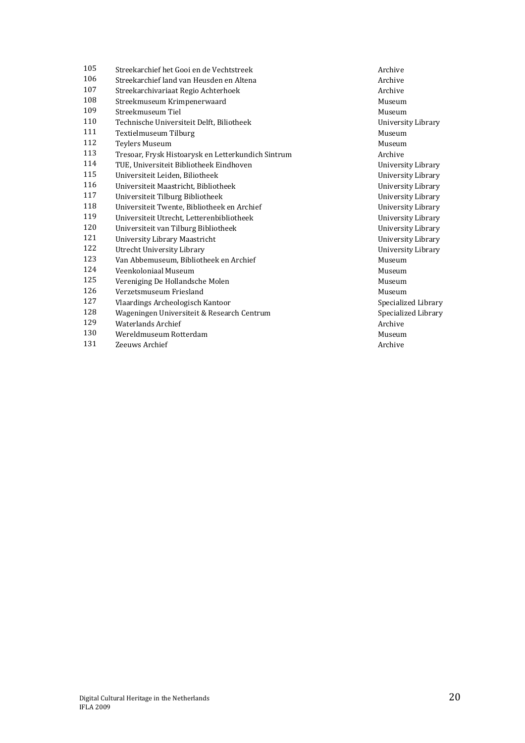| | | |
|---|---|---|
| 105 | Streekarchief het Gooi en de Vechtstreek | Archive |
| 106 | Streekarchief land van Heusden en Altena | Archive |
| 107 | Streekarchivariaat Regio Achterhoek | Archive |
| 108 | Streekmuseum Krimpenerwaard | Museum |
| 109 | Streekmuseum Tiel | Museum |
| 110 | Technische Universiteit Delft, Biliotheek | University Library |
| 111 | Textielmuseum Tilburg | Museum |
| 112 | Teylers Museum | Museum |
| 113 | Tresoar, Frysk Histoarysk en Letterkundich Sintrum | Archive |
| 114 | TUE, Universiteit Bibliotheek Eindhoven | University Library |
| 115 | Universiteit Leiden, Biliotheek | University Library |
| 116 | Universiteit Maastricht, Bibliotheek | University Library |
| 117 | Universiteit Tilburg Bibliotheek | University Library |
| 118 | Universiteit Twente, Bibliotheek en Archief | University Library |
| 119 | Universiteit Utrecht, Letterenbibliotheek | University Library |
| 120 | Universiteit van Tilburg Bibliotheek | University Library |
| 121 | University Library Maastricht | University Library |
| 122 | Utrecht University Library | University Library |
| 123 | Van Abbemuseum, Bibliotheek en Archief | Museum |
| 124 | Veenkoloniaal Museum | Museum |
| 125 | Vereniging De Hollandsche Molen | Museum |
| 126 | Verzetsmuseum Friesland | Museum |
| 127 | Vlaardings Archeologisch Kantoor | Specialized Library |
| 128 | Wageningen Universiteit & Research Centrum | Specialized Library |
| 129 | Waterlands Archief | Archive |
| 130 | Wereldmuseum Rotterdam | Museum |
| 131 | Zeeuws Archief | Archive |